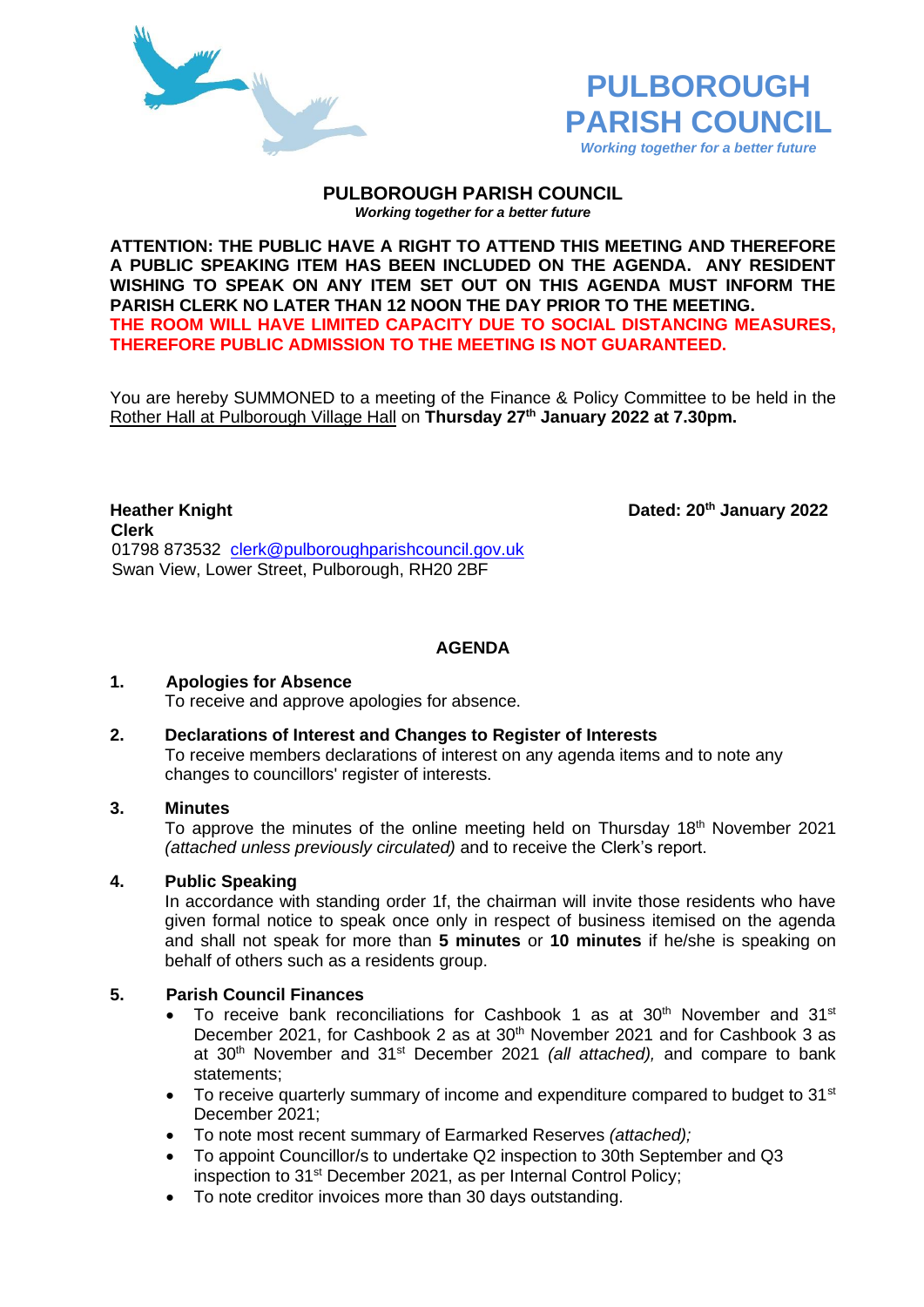# PULBOROUGH PARISH COUNCIL

*Working together for a better future*

## PULBOROUGH PARISH COUNCIL

***Working together for a better future***

**ATTENTION: THE PUBLIC HAVE A RIGHT TO ATTEND THIS MEETING AND THEREFORE A PUBLIC SPEAKING ITEM HAS BEEN INCLUDED ON THE AGENDA. ANY RESIDENT WISHING TO SPEAK ON ANY ITEM SET OUT ON THIS AGENDA MUST INFORM THE PARISH CLERK NO LATER THAN 12 NOON THE DAY PRIOR TO THE MEETING.**
**THE ROOM WILL HAVE LIMITED CAPACITY DUE TO SOCIAL DISTANCING MEASURES, THEREFORE PUBLIC ADMISSION TO THE MEETING IS NOT GUARANTEED.**

You are hereby SUMMONED to a meeting of the Finance & Policy Committee to be held in the Rother Hall at Pulborough Village Hall on **Thursday 27th January 2022 at 7.30pm.**

**Heather Knight**
**Clerk**
01798 873532 clerk@pulboroughparishcouncil.gov.uk
Swan View, Lower Street, Pulborough, RH20 2BF

**Dated: 20th January 2022**

## AGENDA

**1. Apologies for Absence**
To receive and approve apologies for absence.

**2. Declarations of Interest and Changes to Register of Interests**
To receive members declarations of interest on any agenda items and to note any changes to councillors' register of interests.

**3. Minutes**
To approve the minutes of the online meeting held on Thursday 18th November 2021 *(attached unless previously circulated)* and to receive the Clerk's report.

**4. Public Speaking**
In accordance with standing order 1f, the chairman will invite those residents who have given formal notice to speak once only in respect of business itemised on the agenda and shall not speak for more than **5 minutes** or **10 minutes** if he/she is speaking on behalf of others such as a residents group.

**5. Parish Council Finances**

- To receive bank reconciliations for Cashbook 1 as at 30th November and 31st December 2021, for Cashbook 2 as at 30th November 2021 and for Cashbook 3 as at 30th November and 31st December 2021 *(all attached),* and compare to bank statements;
- To receive quarterly summary of income and expenditure compared to budget to 31st December 2021;
- To note most recent summary of Earmarked Reserves *(attached);*
- To appoint Councillor/s to undertake Q2 inspection to 30th September and Q3 inspection to 31st December 2021, as per Internal Control Policy;
- To note creditor invoices more than 30 days outstanding.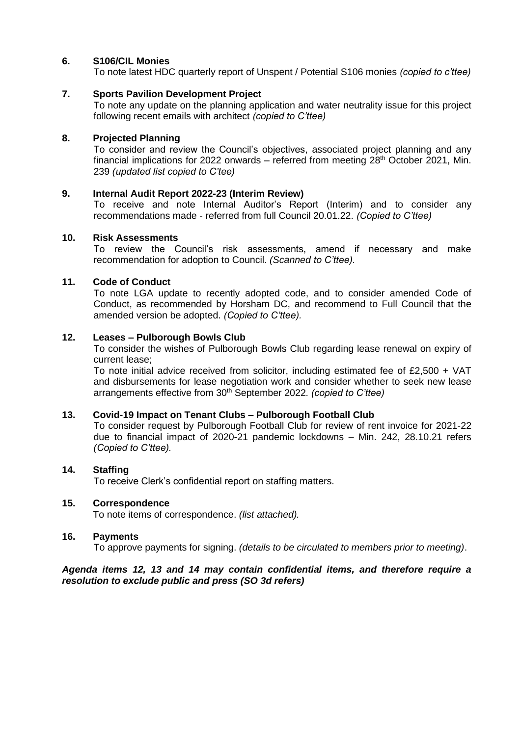**6. S106/CIL Monies**

To note latest HDC quarterly report of Unspent / Potential S106 monies *(copied to c'ttee)*

**7. Sports Pavilion Development Project**

To note any update on the planning application and water neutrality issue for this project following recent emails with architect *(copied to C'ttee)*

**8. Projected Planning**

To consider and review the Council's objectives, associated project planning and any financial implications for 2022 onwards – referred from meeting 28th October 2021, Min. 239 *(updated list copied to C'tee)*

**9. Internal Audit Report 2022-23 (Interim Review)**

To receive and note Internal Auditor's Report (Interim) and to consider any recommendations made - referred from full Council 20.01.22. *(Copied to C'ttee)*

**10. Risk Assessments**

To review the Council's risk assessments, amend if necessary and make recommendation for adoption to Council. *(Scanned to C'ttee).*

**11. Code of Conduct**

To note LGA update to recently adopted code, and to consider amended Code of Conduct, as recommended by Horsham DC, and recommend to Full Council that the amended version be adopted. *(Copied to C'ttee).*

**12. Leases – Pulborough Bowls Club**

To consider the wishes of Pulborough Bowls Club regarding lease renewal on expiry of current lease;

To note initial advice received from solicitor, including estimated fee of £2,500 + VAT and disbursements for lease negotiation work and consider whether to seek new lease arrangements effective from 30th September 2022. *(copied to C'ttee)*

**13. Covid-19 Impact on Tenant Clubs – Pulborough Football Club**

To consider request by Pulborough Football Club for review of rent invoice for 2021-22 due to financial impact of 2020-21 pandemic lockdowns – Min. 242, 28.10.21 refers *(Copied to C'ttee).*

**14. Staffing**

To receive Clerk's confidential report on staffing matters.

**15. Correspondence**

To note items of correspondence. *(list attached).*

**16. Payments**

To approve payments for signing. *(details to be circulated to members prior to meeting)*.

***Agenda items 12, 13 and 14 may contain confidential items, and therefore require a resolution to exclude public and press (SO 3d refers)***